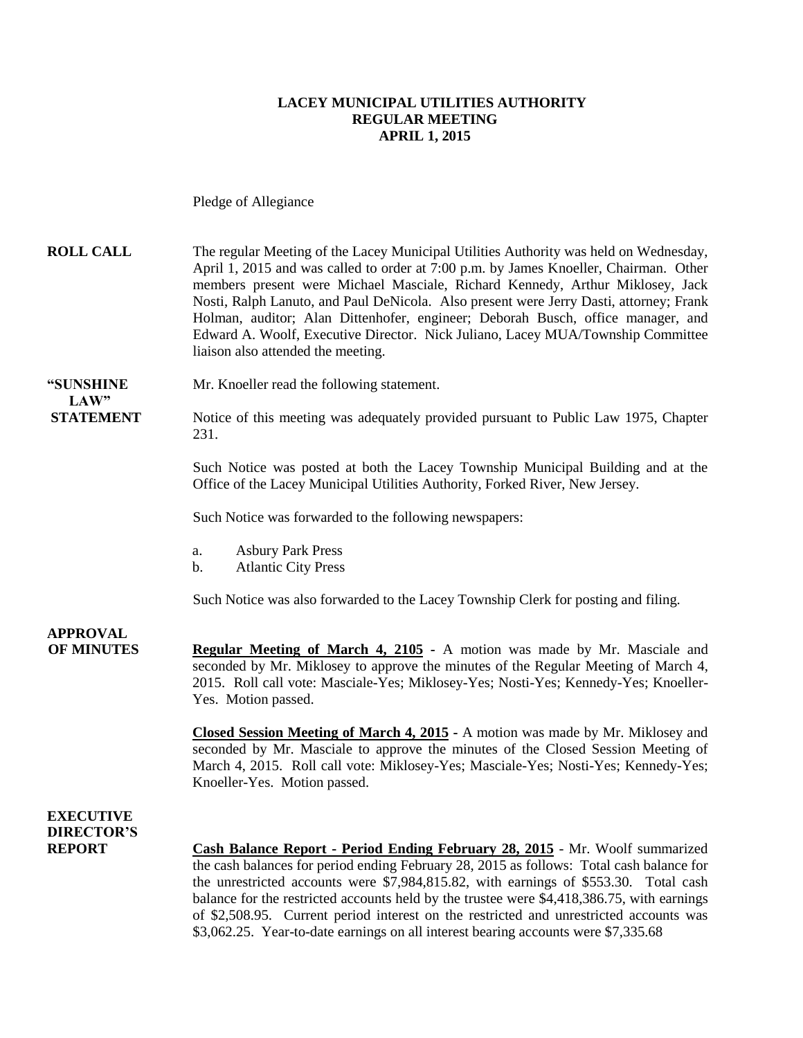# LACEY MUNICIPAL UTILITIES AUTHORITY
## REGULAR MEETING
## APRIL 1, 2015

Pledge of Allegiance

**ROLL CALL**

The regular Meeting of the Lacey Municipal Utilities Authority was held on Wednesday, April 1, 2015 and was called to order at 7:00 p.m. by James Knoeller, Chairman. Other members present were Michael Masciale, Richard Kennedy, Arthur Miklosey, Jack Nosti, Ralph Lanuto, and Paul DeNicola. Also present were Jerry Dasti, attorney; Frank Holman, auditor; Alan Dittenhofer, engineer; Deborah Busch, office manager, and Edward A. Woolf, Executive Director. Nick Juliano, Lacey MUA/Township Committee liaison also attended the meeting.

**"SUNSHINE LAW" STATEMENT**

Mr. Knoeller read the following statement.

Notice of this meeting was adequately provided pursuant to Public Law 1975, Chapter 231.

Such Notice was posted at both the Lacey Township Municipal Building and at the Office of the Lacey Municipal Utilities Authority, Forked River, New Jersey.

Such Notice was forwarded to the following newspapers:

a. Asbury Park Press
b. Atlantic City Press

Such Notice was also forwarded to the Lacey Township Clerk for posting and filing.

**APPROVAL OF MINUTES**

**Regular Meeting of March 4, 2105** - A motion was made by Mr. Masciale and seconded by Mr. Miklosey to approve the minutes of the Regular Meeting of March 4, 2015. Roll call vote: Masciale-Yes; Miklosey-Yes; Nosti-Yes; Kennedy-Yes; Knoeller-Yes. Motion passed.

**Closed Session Meeting of March 4, 2015** - A motion was made by Mr. Miklosey and seconded by Mr. Masciale to approve the minutes of the Closed Session Meeting of March 4, 2015. Roll call vote: Miklosey-Yes; Masciale-Yes; Nosti-Yes; Kennedy-Yes; Knoeller-Yes. Motion passed.

**EXECUTIVE DIRECTOR'S REPORT**

**Cash Balance Report - Period Ending February 28, 2015** - Mr. Woolf summarized the cash balances for period ending February 28, 2015 as follows: Total cash balance for the unrestricted accounts were $7,984,815.82, with earnings of $553.30. Total cash balance for the restricted accounts held by the trustee were $4,418,386.75, with earnings of $2,508.95. Current period interest on the restricted and unrestricted accounts was $3,062.25. Year-to-date earnings on all interest bearing accounts were $7,335.68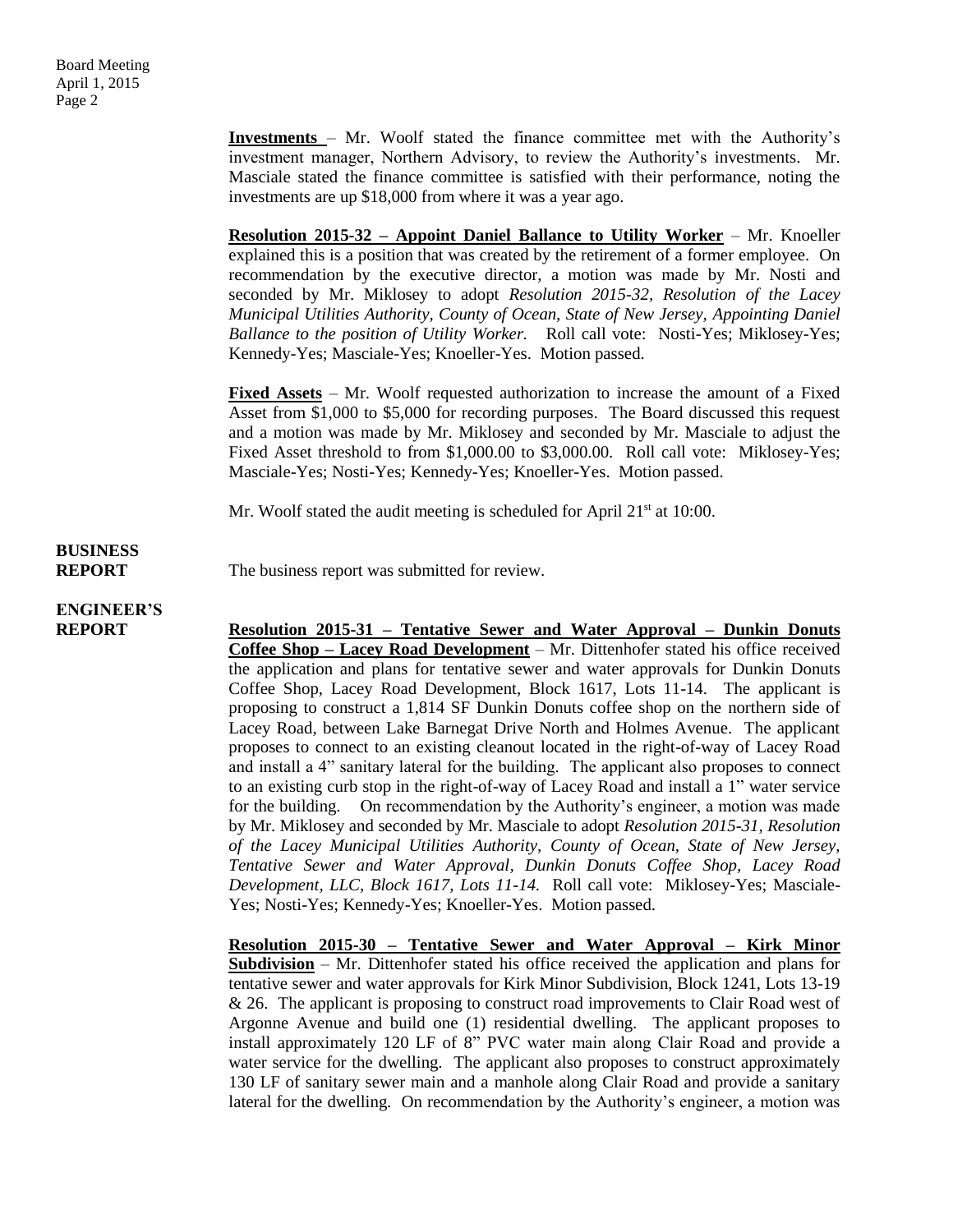**Investments** – Mr. Woolf stated the finance committee met with the Authority's investment manager, Northern Advisory, to review the Authority's investments. Mr. Masciale stated the finance committee is satisfied with their performance, noting the investments are up $18,000 from where it was a year ago.

**Resolution 2015-32 – Appoint Daniel Ballance to Utility Worker** – Mr. Knoeller explained this is a position that was created by the retirement of a former employee. On recommendation by the executive director, a motion was made by Mr. Nosti and seconded by Mr. Miklosey to adopt *Resolution 2015-32, Resolution of the Lacey Municipal Utilities Authority, County of Ocean, State of New Jersey, Appointing Daniel Ballance to the position of Utility Worker.* Roll call vote: Nosti-Yes; Miklosey-Yes; Kennedy-Yes; Masciale-Yes; Knoeller-Yes. Motion passed.

**Fixed Assets** – Mr. Woolf requested authorization to increase the amount of a Fixed Asset from $1,000 to $5,000 for recording purposes. The Board discussed this request and a motion was made by Mr. Miklosey and seconded by Mr. Masciale to adjust the Fixed Asset threshold to from $1,000.00 to $3,000.00. Roll call vote: Miklosey-Yes; Masciale-Yes; Nosti-Yes; Kennedy-Yes; Knoeller-Yes. Motion passed.

Mr. Woolf stated the audit meeting is scheduled for April 21st at 10:00.

**BUSINESS REPORT**

The business report was submitted for review.

**ENGINEER'S REPORT**

**Resolution 2015-31 – Tentative Sewer and Water Approval – Dunkin Donuts Coffee Shop – Lacey Road Development** – Mr. Dittenhofer stated his office received the application and plans for tentative sewer and water approvals for Dunkin Donuts Coffee Shop, Lacey Road Development, Block 1617, Lots 11-14. The applicant is proposing to construct a 1,814 SF Dunkin Donuts coffee shop on the northern side of Lacey Road, between Lake Barnegat Drive North and Holmes Avenue. The applicant proposes to connect to an existing cleanout located in the right-of-way of Lacey Road and install a 4" sanitary lateral for the building. The applicant also proposes to connect to an existing curb stop in the right-of-way of Lacey Road and install a 1" water service for the building. On recommendation by the Authority's engineer, a motion was made by Mr. Miklosey and seconded by Mr. Masciale to adopt *Resolution 2015-31, Resolution of the Lacey Municipal Utilities Authority, County of Ocean, State of New Jersey, Tentative Sewer and Water Approval, Dunkin Donuts Coffee Shop, Lacey Road Development, LLC, Block 1617, Lots 11-14.* Roll call vote: Miklosey-Yes; Masciale-Yes; Nosti-Yes; Kennedy-Yes; Knoeller-Yes. Motion passed.

**Resolution 2015-30 – Tentative Sewer and Water Approval – Kirk Minor Subdivision** – Mr. Dittenhofer stated his office received the application and plans for tentative sewer and water approvals for Kirk Minor Subdivision, Block 1241, Lots 13-19 & 26. The applicant is proposing to construct road improvements to Clair Road west of Argonne Avenue and build one (1) residential dwelling. The applicant proposes to install approximately 120 LF of 8" PVC water main along Clair Road and provide a water service for the dwelling. The applicant also proposes to construct approximately 130 LF of sanitary sewer main and a manhole along Clair Road and provide a sanitary lateral for the dwelling. On recommendation by the Authority's engineer, a motion was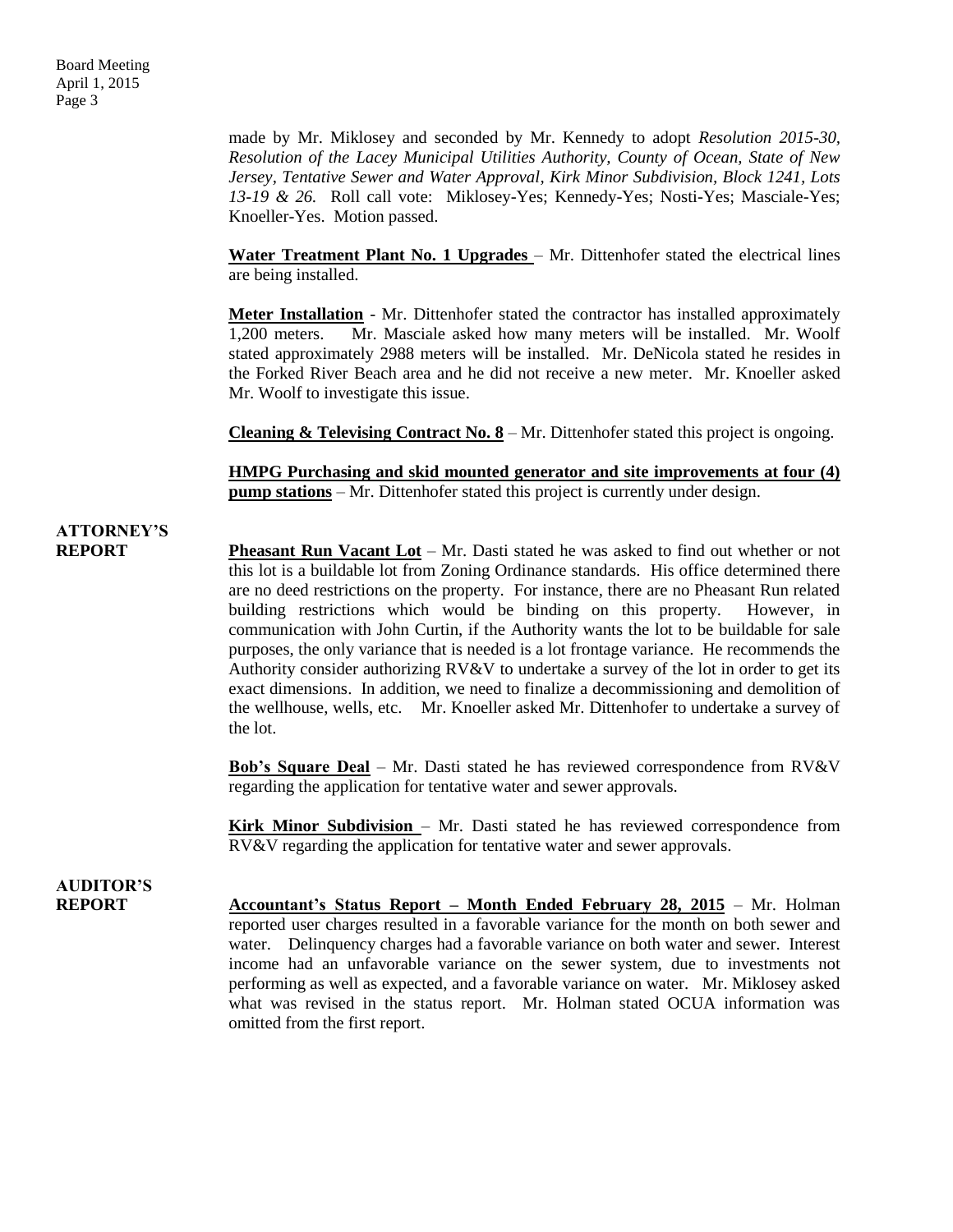made by Mr. Miklosey and seconded by Mr. Kennedy to adopt *Resolution 2015-30, Resolution of the Lacey Municipal Utilities Authority, County of Ocean, State of New Jersey, Tentative Sewer and Water Approval, Kirk Minor Subdivision, Block 1241, Lots 13-19 & 26.* Roll call vote: Miklosey-Yes; Kennedy-Yes; Nosti-Yes; Masciale-Yes; Knoeller-Yes. Motion passed.

**Water Treatment Plant No. 1 Upgrades** – Mr. Dittenhofer stated the electrical lines are being installed.

**Meter Installation** - Mr. Dittenhofer stated the contractor has installed approximately 1,200 meters. Mr. Masciale asked how many meters will be installed. Mr. Woolf stated approximately 2988 meters will be installed. Mr. DeNicola stated he resides in the Forked River Beach area and he did not receive a new meter. Mr. Knoeller asked Mr. Woolf to investigate this issue.

**Cleaning & Televising Contract No. 8** – Mr. Dittenhofer stated this project is ongoing.

**HMPG Purchasing and skid mounted generator and site improvements at four (4) pump stations** – Mr. Dittenhofer stated this project is currently under design.

**ATTORNEY'S REPORT**

**Pheasant Run Vacant Lot** – Mr. Dasti stated he was asked to find out whether or not this lot is a buildable lot from Zoning Ordinance standards. His office determined there are no deed restrictions on the property. For instance, there are no Pheasant Run related building restrictions which would be binding on this property. However, in communication with John Curtin, if the Authority wants the lot to be buildable for sale purposes, the only variance that is needed is a lot frontage variance. He recommends the Authority consider authorizing RV&V to undertake a survey of the lot in order to get its exact dimensions. In addition, we need to finalize a decommissioning and demolition of the wellhouse, wells, etc. Mr. Knoeller asked Mr. Dittenhofer to undertake a survey of the lot.

**Bob's Square Deal** – Mr. Dasti stated he has reviewed correspondence from RV&V regarding the application for tentative water and sewer approvals.

**Kirk Minor Subdivision** – Mr. Dasti stated he has reviewed correspondence from RV&V regarding the application for tentative water and sewer approvals.

**AUDITOR'S REPORT**

**Accountant's Status Report – Month Ended February 28, 2015** – Mr. Holman reported user charges resulted in a favorable variance for the month on both sewer and water. Delinquency charges had a favorable variance on both water and sewer. Interest income had an unfavorable variance on the sewer system, due to investments not performing as well as expected, and a favorable variance on water. Mr. Miklosey asked what was revised in the status report. Mr. Holman stated OCUA information was omitted from the first report.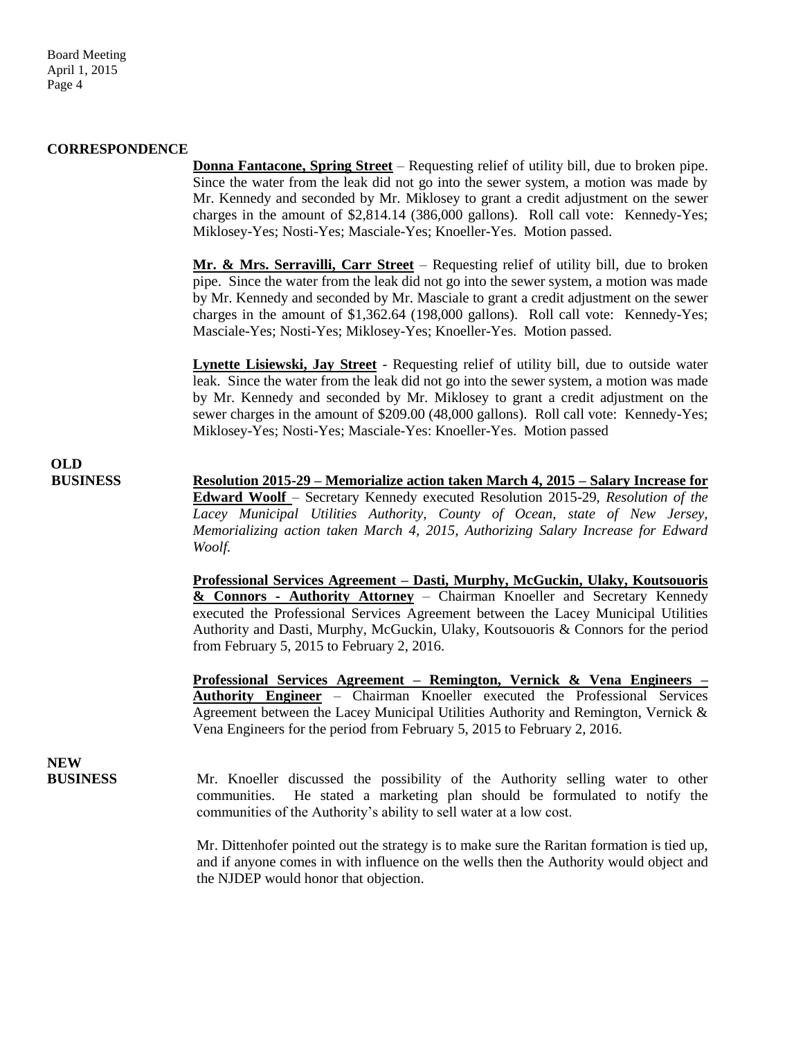**CORRESPONDENCE**

**Donna Fantacone, Spring Street** – Requesting relief of utility bill, due to broken pipe. Since the water from the leak did not go into the sewer system, a motion was made by Mr. Kennedy and seconded by Mr. Miklosey to grant a credit adjustment on the sewer charges in the amount of $2,814.14 (386,000 gallons). Roll call vote: Kennedy-Yes; Miklosey-Yes; Nosti-Yes; Masciale-Yes; Knoeller-Yes. Motion passed.

**Mr. & Mrs. Serravilli, Carr Street** – Requesting relief of utility bill, due to broken pipe. Since the water from the leak did not go into the sewer system, a motion was made by Mr. Kennedy and seconded by Mr. Masciale to grant a credit adjustment on the sewer charges in the amount of $1,362.64 (198,000 gallons). Roll call vote: Kennedy-Yes; Masciale-Yes; Nosti-Yes; Miklosey-Yes; Knoeller-Yes. Motion passed.

**Lynette Lisiewski, Jay Street** - Requesting relief of utility bill, due to outside water leak. Since the water from the leak did not go into the sewer system, a motion was made by Mr. Kennedy and seconded by Mr. Miklosey to grant a credit adjustment on the sewer charges in the amount of $209.00 (48,000 gallons). Roll call vote: Kennedy-Yes; Miklosey-Yes; Nosti-Yes; Masciale-Yes: Knoeller-Yes. Motion passed

**OLD BUSINESS**

**Resolution 2015-29 – Memorialize action taken March 4, 2015 – Salary Increase for Edward Woolf** – Secretary Kennedy executed Resolution 2015-29, *Resolution of the Lacey Municipal Utilities Authority, County of Ocean, state of New Jersey, Memorializing action taken March 4, 2015, Authorizing Salary Increase for Edward Woolf.*

**Professional Services Agreement – Dasti, Murphy, McGuckin, Ulaky, Koutsouoris & Connors - Authority Attorney** – Chairman Knoeller and Secretary Kennedy executed the Professional Services Agreement between the Lacey Municipal Utilities Authority and Dasti, Murphy, McGuckin, Ulaky, Koutsouoris & Connors for the period from February 5, 2015 to February 2, 2016.

**Professional Services Agreement – Remington, Vernick & Vena Engineers – Authority Engineer** – Chairman Knoeller executed the Professional Services Agreement between the Lacey Municipal Utilities Authority and Remington, Vernick & Vena Engineers for the period from February 5, 2015 to February 2, 2016.

**NEW BUSINESS**

Mr. Knoeller discussed the possibility of the Authority selling water to other communities. He stated a marketing plan should be formulated to notify the communities of the Authority's ability to sell water at a low cost.

Mr. Dittenhofer pointed out the strategy is to make sure the Raritan formation is tied up, and if anyone comes in with influence on the wells then the Authority would object and the NJDEP would honor that objection.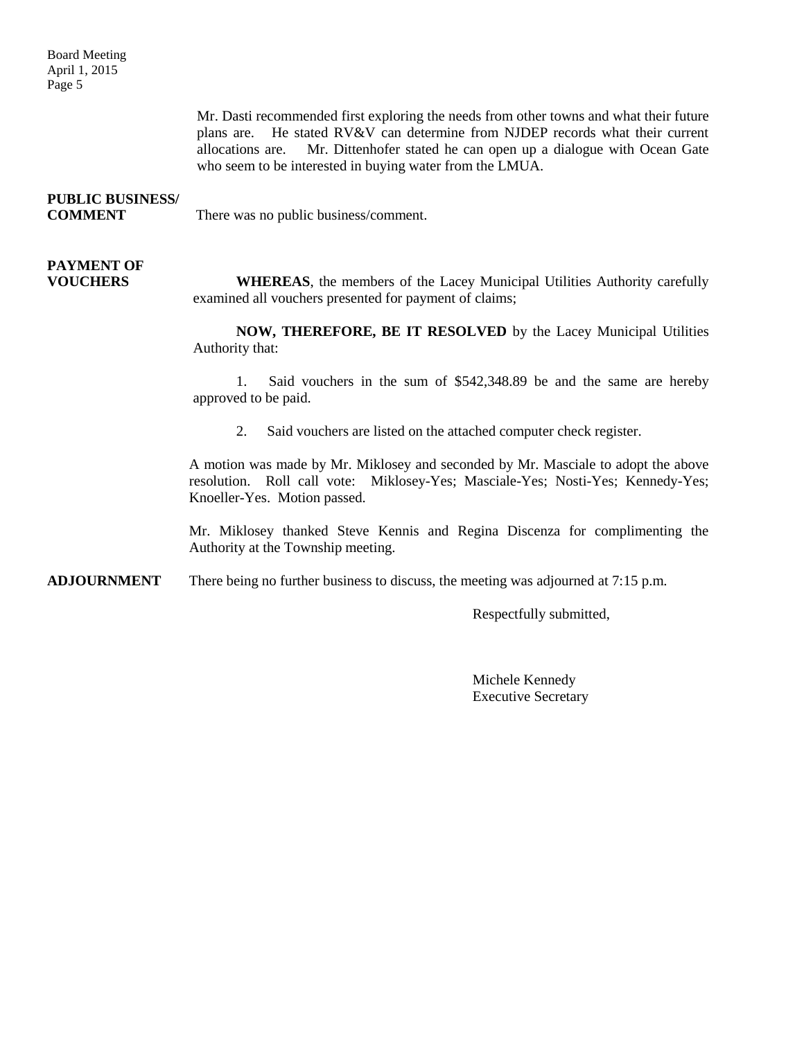Mr. Dasti recommended first exploring the needs from other towns and what their future plans are. He stated RV&V can determine from NJDEP records what their current allocations are. Mr. Dittenhofer stated he can open up a dialogue with Ocean Gate who seem to be interested in buying water from the LMUA.

**PUBLIC BUSINESS/ COMMENT**

There was no public business/comment.

**PAYMENT OF VOUCHERS**

**WHEREAS**, the members of the Lacey Municipal Utilities Authority carefully examined all vouchers presented for payment of claims;

**NOW, THEREFORE, BE IT RESOLVED** by the Lacey Municipal Utilities Authority that:

1. Said vouchers in the sum of $542,348.89 be and the same are hereby approved to be paid.
2. Said vouchers are listed on the attached computer check register.

A motion was made by Mr. Miklosey and seconded by Mr. Masciale to adopt the above resolution. Roll call vote: Miklosey-Yes; Masciale-Yes; Nosti-Yes; Kennedy-Yes; Knoeller-Yes. Motion passed.

Mr. Miklosey thanked Steve Kennis and Regina Discenza for complimenting the Authority at the Township meeting.

**ADJOURNMENT**

There being no further business to discuss, the meeting was adjourned at 7:15 p.m.

Respectfully submitted,

Michele Kennedy
Executive Secretary